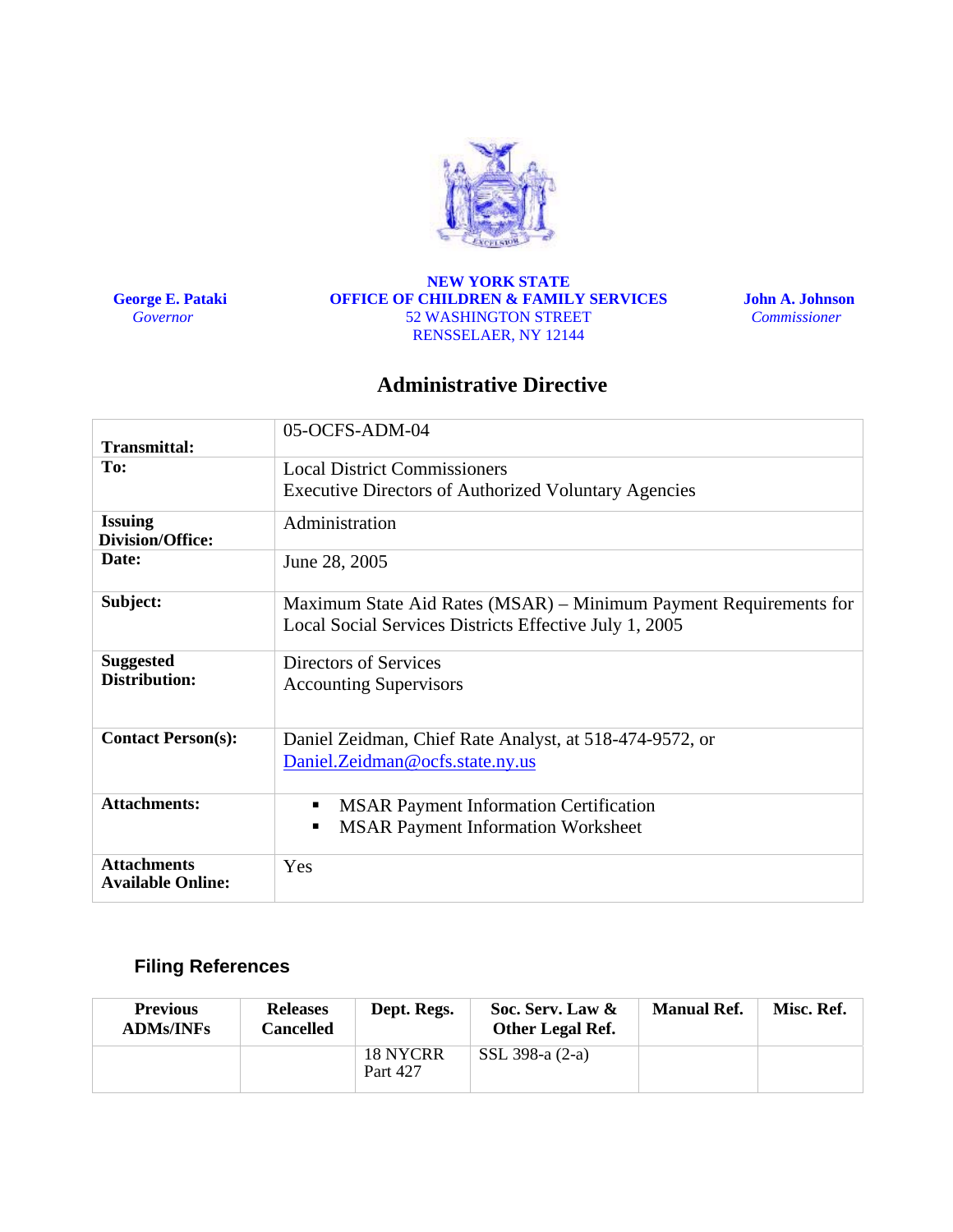**George E. Pataki**
*Governor*

**NEW YORK STATE**
**OFFICE OF CHILDREN & FAMILY SERVICES**
52 WASHINGTON STREET
RENSSELAER, NY 12144

**John A. Johnson**
*Commissioner*

# Administrative Directive

| | |
|---|---|
| **Transmittal:** | 05-OCFS-ADM-04 |
| **To:** | Local District Commissioners<br>Executive Directors of Authorized Voluntary Agencies |
| **Issuing Division/Office:** | Administration |
| **Date:** | June 28, 2005 |
| **Subject:** | Maximum State Aid Rates (MSAR) – Minimum Payment Requirements for Local Social Services Districts Effective July 1, 2005 |
| **Suggested Distribution:** | Directors of Services<br>Accounting Supervisors |
| **Contact Person(s):** | Daniel Zeidman, Chief Rate Analyst, at 518-474-9572, or Daniel.Zeidman@ocfs.state.ny.us |
| **Attachments:** | ▪ MSAR Payment Information Certification<br>▪ MSAR Payment Information Worksheet |
| **Attachments Available Online:** | Yes |

## Filing References

| Previous ADMs/INFs | Releases Cancelled | Dept. Regs. | Soc. Serv. Law & Other Legal Ref. | Manual Ref. | Misc. Ref. |
|---|---|---|---|---|---|
| | | 18 NYCRR Part 427 | SSL 398-a (2-a) | | |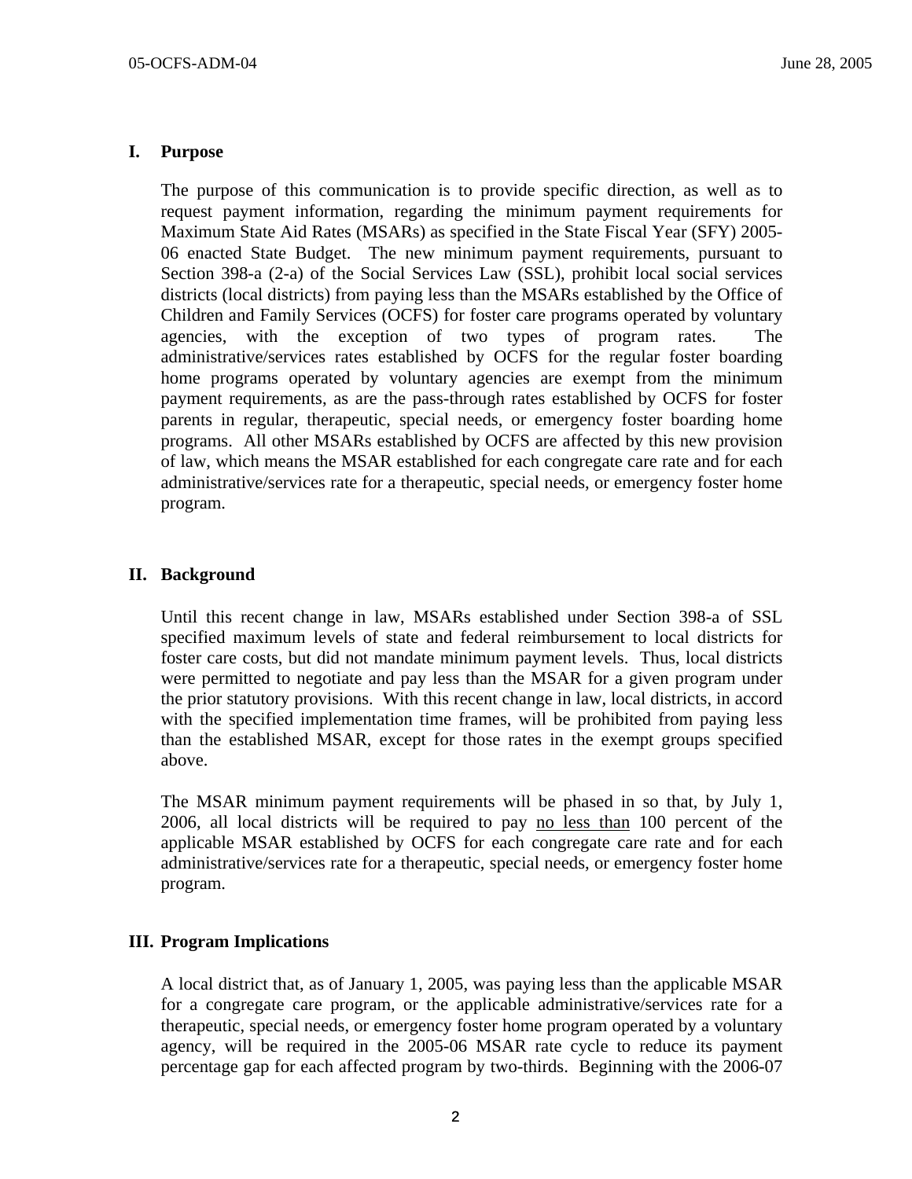## I. Purpose

The purpose of this communication is to provide specific direction, as well as to request payment information, regarding the minimum payment requirements for Maximum State Aid Rates (MSARs) as specified in the State Fiscal Year (SFY) 2005-06 enacted State Budget. The new minimum payment requirements, pursuant to Section 398-a (2-a) of the Social Services Law (SSL), prohibit local social services districts (local districts) from paying less than the MSARs established by the Office of Children and Family Services (OCFS) for foster care programs operated by voluntary agencies, with the exception of two types of program rates. The administrative/services rates established by OCFS for the regular foster boarding home programs operated by voluntary agencies are exempt from the minimum payment requirements, as are the pass-through rates established by OCFS for foster parents in regular, therapeutic, special needs, or emergency foster boarding home programs. All other MSARs established by OCFS are affected by this new provision of law, which means the MSAR established for each congregate care rate and for each administrative/services rate for a therapeutic, special needs, or emergency foster home program.

## II. Background

Until this recent change in law, MSARs established under Section 398-a of SSL specified maximum levels of state and federal reimbursement to local districts for foster care costs, but did not mandate minimum payment levels. Thus, local districts were permitted to negotiate and pay less than the MSAR for a given program under the prior statutory provisions. With this recent change in law, local districts, in accord with the specified implementation time frames, will be prohibited from paying less than the established MSAR, except for those rates in the exempt groups specified above.

The MSAR minimum payment requirements will be phased in so that, by July 1, 2006, all local districts will be required to pay no less than 100 percent of the applicable MSAR established by OCFS for each congregate care rate and for each administrative/services rate for a therapeutic, special needs, or emergency foster home program.

## III. Program Implications

A local district that, as of January 1, 2005, was paying less than the applicable MSAR for a congregate care program, or the applicable administrative/services rate for a therapeutic, special needs, or emergency foster home program operated by a voluntary agency, will be required in the 2005-06 MSAR rate cycle to reduce its payment percentage gap for each affected program by two-thirds. Beginning with the 2006-07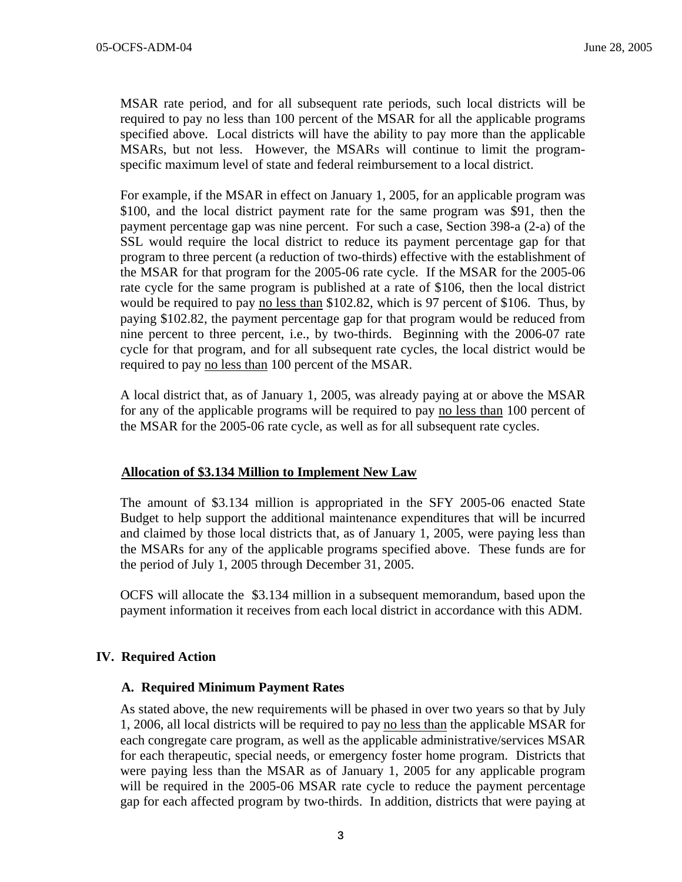MSAR rate period, and for all subsequent rate periods, such local districts will be required to pay no less than 100 percent of the MSAR for all the applicable programs specified above. Local districts will have the ability to pay more than the applicable MSARs, but not less. However, the MSARs will continue to limit the program-specific maximum level of state and federal reimbursement to a local district.

For example, if the MSAR in effect on January 1, 2005, for an applicable program was \$100, and the local district payment rate for the same program was \$91, then the payment percentage gap was nine percent. For such a case, Section 398-a (2-a) of the SSL would require the local district to reduce its payment percentage gap for that program to three percent (a reduction of two-thirds) effective with the establishment of the MSAR for that program for the 2005-06 rate cycle. If the MSAR for the 2005-06 rate cycle for the same program is published at a rate of \$106, then the local district would be required to pay <u>no less than</u> \$102.82, which is 97 percent of \$106. Thus, by paying \$102.82, the payment percentage gap for that program would be reduced from nine percent to three percent, i.e., by two-thirds. Beginning with the 2006-07 rate cycle for that program, and for all subsequent rate cycles, the local district would be required to pay <u>no less than</u> 100 percent of the MSAR.

A local district that, as of January 1, 2005, was already paying at or above the MSAR for any of the applicable programs will be required to pay <u>no less than</u> 100 percent of the MSAR for the 2005-06 rate cycle, as well as for all subsequent rate cycles.

**<u>Allocation of \$3.134 Million to Implement New Law</u>**

The amount of \$3.134 million is appropriated in the SFY 2005-06 enacted State Budget to help support the additional maintenance expenditures that will be incurred and claimed by those local districts that, as of January 1, 2005, were paying less than the MSARs for any of the applicable programs specified above. These funds are for the period of July 1, 2005 through December 31, 2005.

OCFS will allocate the \$3.134 million in a subsequent memorandum, based upon the payment information it receives from each local district in accordance with this ADM.

## IV. Required Action

### A. Required Minimum Payment Rates

As stated above, the new requirements will be phased in over two years so that by July 1, 2006, all local districts will be required to pay <u>no less than</u> the applicable MSAR for each congregate care program, as well as the applicable administrative/services MSAR for each therapeutic, special needs, or emergency foster home program. Districts that were paying less than the MSAR as of January 1, 2005 for any applicable program will be required in the 2005-06 MSAR rate cycle to reduce the payment percentage gap for each affected program by two-thirds. In addition, districts that were paying at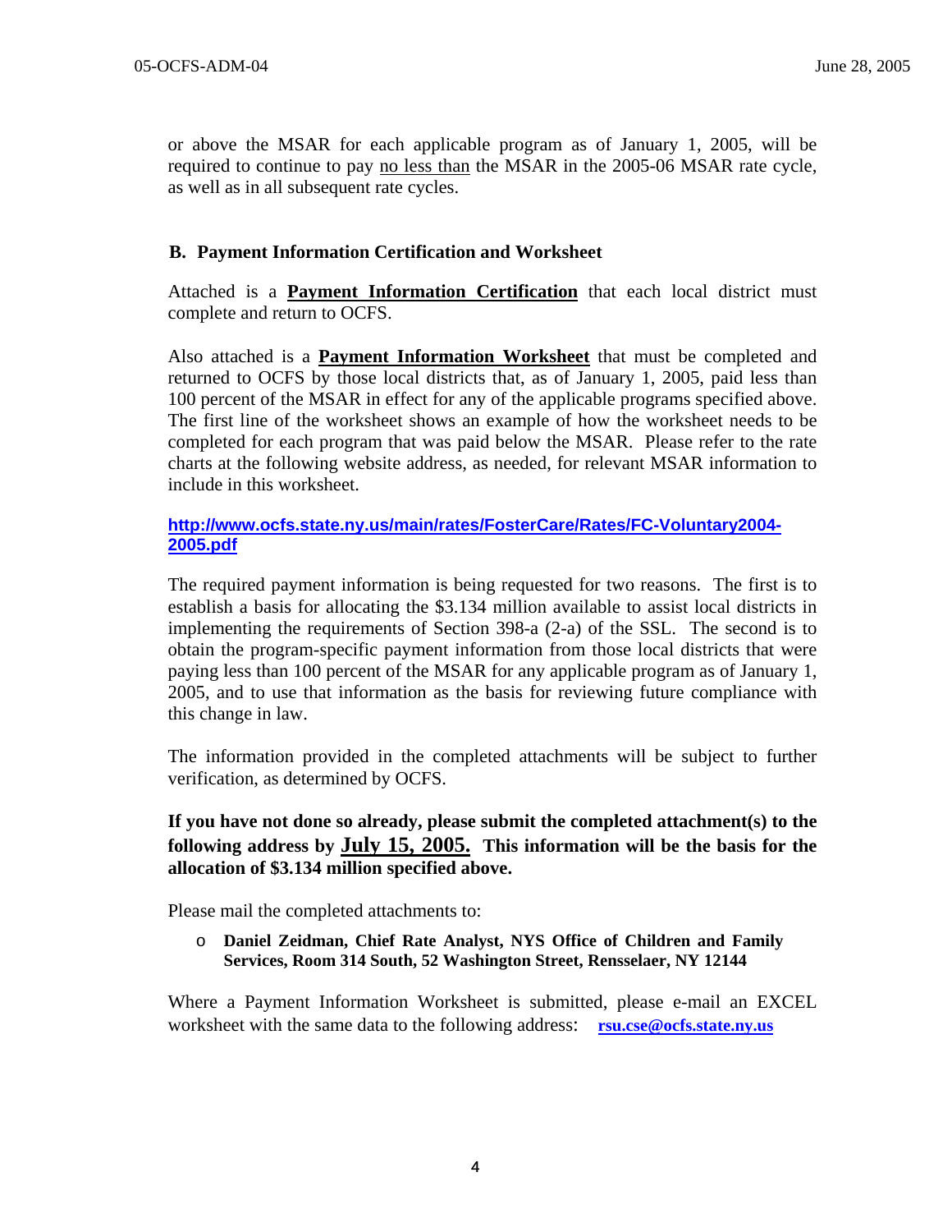or above the MSAR for each applicable program as of January 1, 2005, will be required to continue to pay <u>no less than</u> the MSAR in the 2005-06 MSAR rate cycle, as well as in all subsequent rate cycles.

### B. Payment Information Certification and Worksheet

Attached is a **<u>Payment Information Certification</u>** that each local district must complete and return to OCFS.

Also attached is a **<u>Payment Information Worksheet</u>** that must be completed and returned to OCFS by those local districts that, as of January 1, 2005, paid less than 100 percent of the MSAR in effect for any of the applicable programs specified above. The first line of the worksheet shows an example of how the worksheet needs to be completed for each program that was paid below the MSAR. Please refer to the rate charts at the following website address, as needed, for relevant MSAR information to include in this worksheet.

**http://www.ocfs.state.ny.us/main/rates/FosterCare/Rates/FC-Voluntary2004-2005.pdf**

The required payment information is being requested for two reasons. The first is to establish a basis for allocating the $3.134 million available to assist local districts in implementing the requirements of Section 398-a (2-a) of the SSL. The second is to obtain the program-specific payment information from those local districts that were paying less than 100 percent of the MSAR for any applicable program as of January 1, 2005, and to use that information as the basis for reviewing future compliance with this change in law.

The information provided in the completed attachments will be subject to further verification, as determined by OCFS.

**If you have not done so already, please submit the completed attachment(s) to the following address by <u>July 15, 2005.</u> This information will be the basis for the allocation of $3.134 million specified above.**

Please mail the completed attachments to:

- **Daniel Zeidman, Chief Rate Analyst, NYS Office of Children and Family Services, Room 314 South, 52 Washington Street, Rensselaer, NY 12144**

Where a Payment Information Worksheet is submitted, please e-mail an EXCEL worksheet with the same data to the following address: **rsu.cse@ocfs.state.ny.us**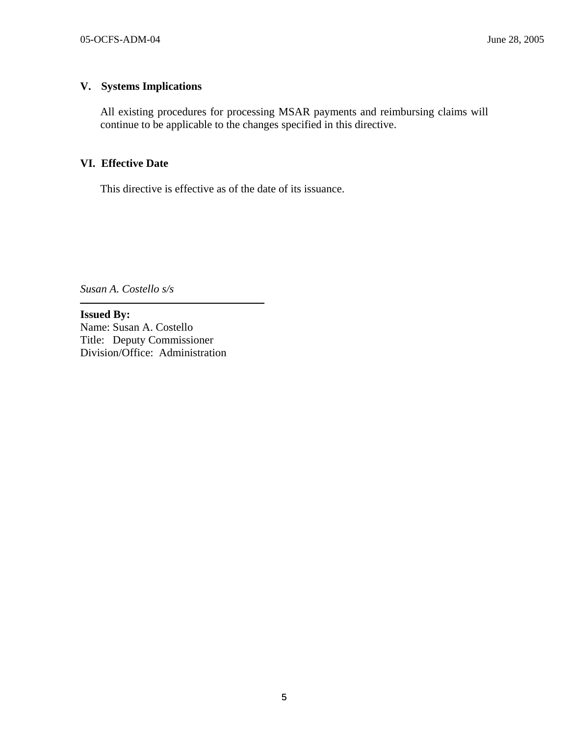## V. Systems Implications

All existing procedures for processing MSAR payments and reimbursing claims will continue to be applicable to the changes specified in this directive.

## VI. Effective Date

This directive is effective as of the date of its issuance.

*Susan A. Costello s/s*

---

**Issued By:**
Name: Susan A. Costello
Title: Deputy Commissioner
Division/Office: Administration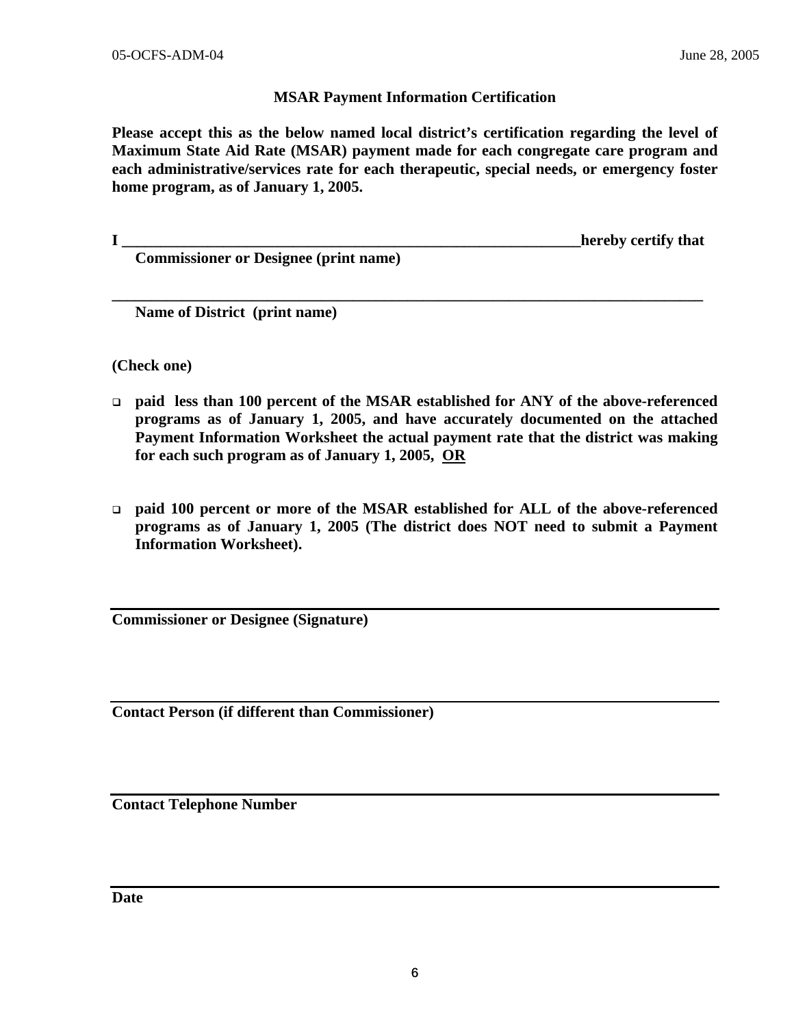## MSAR Payment Information Certification

**Please accept this as the below named local district's certification regarding the level of Maximum State Aid Rate (MSAR) payment made for each congregate care program and each administrative/services rate for each therapeutic, special needs, or emergency foster home program, as of January 1, 2005.**

**I \_\_\_\_\_\_\_\_\_\_\_\_\_\_\_\_\_\_\_\_\_\_\_\_\_\_\_\_\_\_\_\_\_\_\_\_\_\_\_\_\_\_\_\_\_\_\_\_\_\_\_\_\_\_\_\_\_\_\_\_ hereby certify that**
**Commissioner or Designee (print name)**

**\_\_\_\_\_\_\_\_\_\_\_\_\_\_\_\_\_\_\_\_\_\_\_\_\_\_\_\_\_\_\_\_\_\_\_\_\_\_\_\_\_\_\_\_\_\_\_\_\_\_\_\_\_\_\_\_\_\_\_\_\_\_\_\_\_\_\_\_\_\_\_\_\_\_\_\_\_**
**Name of District (print name)**

**(Check one)**

- ☐ **paid less than 100 percent of the MSAR established for ANY of the above-referenced programs as of January 1, 2005, and have accurately documented on the attached Payment Information Worksheet the actual payment rate that the district was making for each such program as of January 1, 2005, OR**

- ☐ **paid 100 percent or more of the MSAR established for ALL of the above-referenced programs as of January 1, 2005 (The district does NOT need to submit a Payment Information Worksheet).**

\_\_\_\_\_\_\_\_\_\_\_\_\_\_\_\_\_\_\_\_\_\_\_\_\_\_\_\_\_\_\_\_\_\_\_\_\_\_\_\_\_\_\_\_\_\_\_\_\_\_\_\_\_\_\_\_\_\_\_\_\_\_\_\_\_\_\_\_\_\_\_\_\_\_\_\_\_
**Commissioner or Designee (Signature)**

\_\_\_\_\_\_\_\_\_\_\_\_\_\_\_\_\_\_\_\_\_\_\_\_\_\_\_\_\_\_\_\_\_\_\_\_\_\_\_\_\_\_\_\_\_\_\_\_\_\_\_\_\_\_\_\_\_\_\_\_\_\_\_\_\_\_\_\_\_\_\_\_\_\_\_\_\_
**Contact Person (if different than Commissioner)**

\_\_\_\_\_\_\_\_\_\_\_\_\_\_\_\_\_\_\_\_\_\_\_\_\_\_\_\_\_\_\_\_\_\_\_\_\_\_\_\_\_\_\_\_\_\_\_\_\_\_\_\_\_\_\_\_\_\_\_\_\_\_\_\_\_\_\_\_\_\_\_\_\_\_\_\_\_
**Contact Telephone Number**

\_\_\_\_\_\_\_\_\_\_\_\_\_\_\_\_\_\_\_\_\_\_\_\_\_\_\_\_\_\_\_\_\_\_\_\_\_\_\_\_\_\_\_\_\_\_\_\_\_\_\_\_\_\_\_\_\_\_\_\_\_\_\_\_\_\_\_\_\_\_\_\_\_\_\_\_\_
**Date**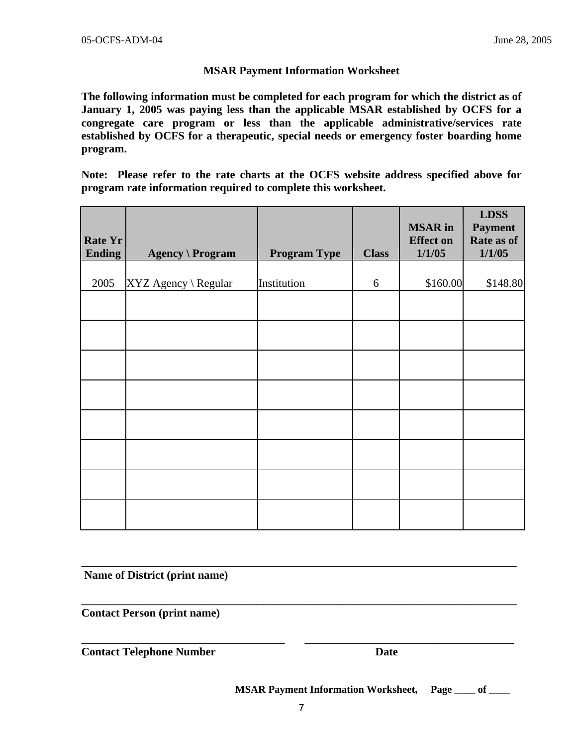## MSAR Payment Information Worksheet

**The following information must be completed for each program for which the district as of January 1, 2005 was paying less than the applicable MSAR established by OCFS for a congregate care program or less than the applicable administrative/services rate established by OCFS for a therapeutic, special needs or emergency foster boarding home program.**

**Note: Please refer to the rate charts at the OCFS website address specified above for program rate information required to complete this worksheet.**

| Rate Yr Ending | Agency \ Program | Program Type | Class | MSAR in Effect on 1/1/05 | LDSS Payment Rate as of 1/1/05 |
|---|---|---|---|---|---|
| 2005 | XYZ Agency \ Regular | Institution | 6 | $160.00 | $148.80 |
| | | | | | |
| | | | | | |
| | | | | | |
| | | | | | |
| | | | | | |
| | | | | | |
| | | | | | |
| | | | | | |

_______________________________________________

**Name of District (print name)**

_______________________________________________

**Contact Person (print name)**

______________________________ ______________________________

**Contact Telephone Number** **Date**

**MSAR Payment Information Worksheet, Page ____ of ____**